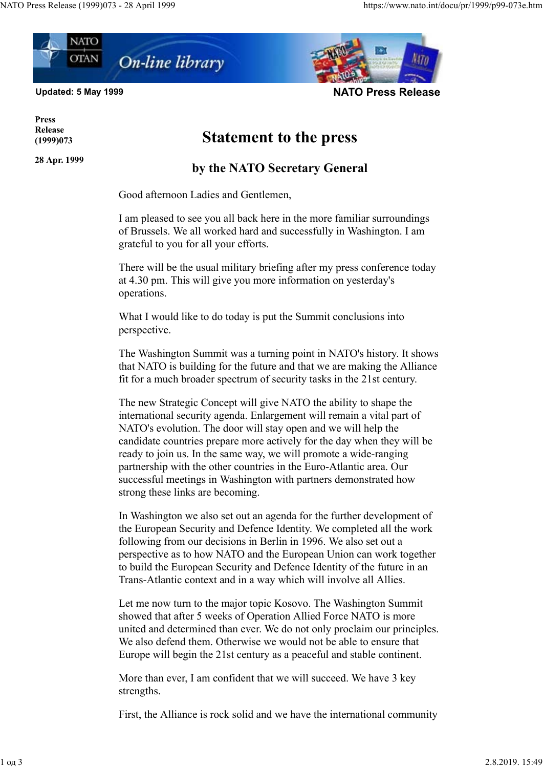Updated: 5 May 1999

NATO Press Release

**Press Release (1999)073**

**28 Apr. 1999**

# Statement to the press

## by the NATO Secretary General

Good afternoon Ladies and Gentlemen,

I am pleased to see you all back here in the more familiar surroundings of Brussels. We all worked hard and successfully in Washington. I am grateful to you for all your efforts.

There will be the usual military briefing after my press conference today at 4.30 pm. This will give you more information on yesterday's operations.

What I would like to do today is put the Summit conclusions into perspective.

The Washington Summit was a turning point in NATO's history. It shows that NATO is building for the future and that we are making the Alliance fit for a much broader spectrum of security tasks in the 21st century.

The new Strategic Concept will give NATO the ability to shape the international security agenda. Enlargement will remain a vital part of NATO's evolution. The door will stay open and we will help the candidate countries prepare more actively for the day when they will be ready to join us. In the same way, we will promote a wide-ranging partnership with the other countries in the Euro-Atlantic area. Our successful meetings in Washington with partners demonstrated how strong these links are becoming.

In Washington we also set out an agenda for the further development of the European Security and Defence Identity. We completed all the work following from our decisions in Berlin in 1996. We also set out a perspective as to how NATO and the European Union can work together to build the European Security and Defence Identity of the future in an Trans-Atlantic context and in a way which will involve all Allies.

Let me now turn to the major topic Kosovo. The Washington Summit showed that after 5 weeks of Operation Allied Force NATO is more united and determined than ever. We do not only proclaim our principles. We also defend them. Otherwise we would not be able to ensure that Europe will begin the 21st century as a peaceful and stable continent.

More than ever, I am confident that we will succeed. We have 3 key strengths.

First, the Alliance is rock solid and we have the international community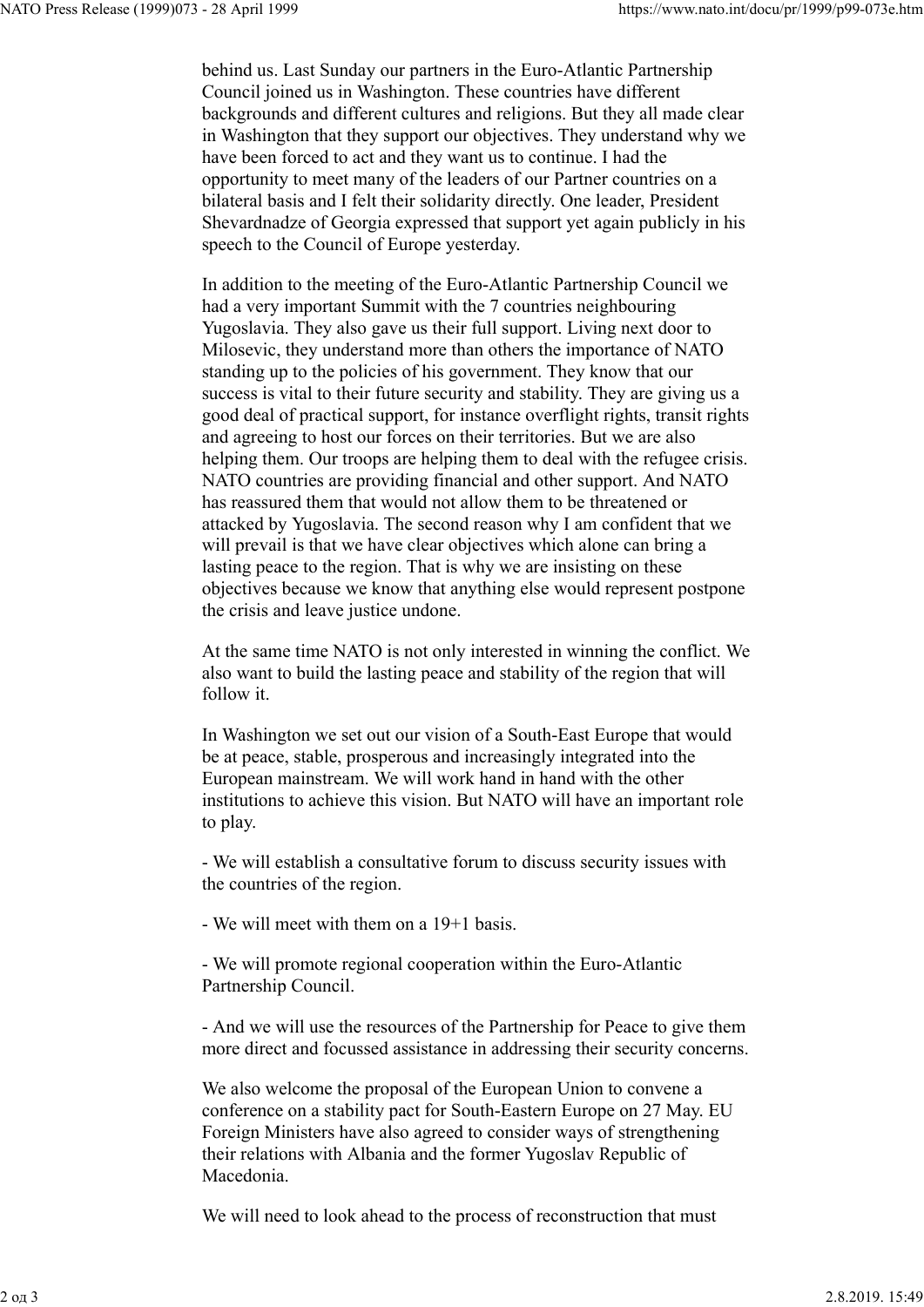behind us. Last Sunday our partners in the Euro-Atlantic Partnership Council joined us in Washington. These countries have different backgrounds and different cultures and religions. But they all made clear in Washington that they support our objectives. They understand why we have been forced to act and they want us to continue. I had the opportunity to meet many of the leaders of our Partner countries on a bilateral basis and I felt their solidarity directly. One leader, President Shevardnadze of Georgia expressed that support yet again publicly in his speech to the Council of Europe yesterday.

In addition to the meeting of the Euro-Atlantic Partnership Council we had a very important Summit with the 7 countries neighbouring Yugoslavia. They also gave us their full support. Living next door to Milosevic, they understand more than others the importance of NATO standing up to the policies of his government. They know that our success is vital to their future security and stability. They are giving us a good deal of practical support, for instance overflight rights, transit rights and agreeing to host our forces on their territories. But we are also helping them. Our troops are helping them to deal with the refugee crisis. NATO countries are providing financial and other support. And NATO has reassured them that would not allow them to be threatened or attacked by Yugoslavia. The second reason why I am confident that we will prevail is that we have clear objectives which alone can bring a lasting peace to the region. That is why we are insisting on these objectives because we know that anything else would represent postpone the crisis and leave justice undone.

At the same time NATO is not only interested in winning the conflict. We also want to build the lasting peace and stability of the region that will follow it.

In Washington we set out our vision of a South-East Europe that would be at peace, stable, prosperous and increasingly integrated into the European mainstream. We will work hand in hand with the other institutions to achieve this vision. But NATO will have an important role to play.

- We will establish a consultative forum to discuss security issues with the countries of the region.

- We will meet with them on a 19+1 basis.

- We will promote regional cooperation within the Euro-Atlantic Partnership Council.

- And we will use the resources of the Partnership for Peace to give them more direct and focussed assistance in addressing their security concerns.

We also welcome the proposal of the European Union to convene a conference on a stability pact for South-Eastern Europe on 27 May. EU Foreign Ministers have also agreed to consider ways of strengthening their relations with Albania and the former Yugoslav Republic of Macedonia.

We will need to look ahead to the process of reconstruction that must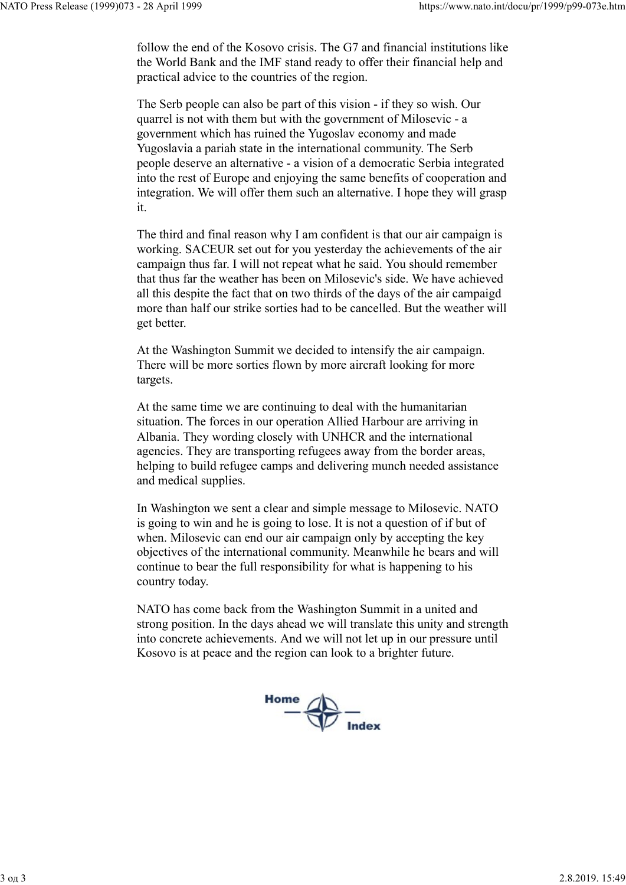follow the end of the Kosovo crisis. The G7 and financial institutions like the World Bank and the IMF stand ready to offer their financial help and practical advice to the countries of the region.

The Serb people can also be part of this vision - if they so wish. Our quarrel is not with them but with the government of Milosevic - a government which has ruined the Yugoslav economy and made Yugoslavia a pariah state in the international community. The Serb people deserve an alternative - a vision of a democratic Serbia integrated into the rest of Europe and enjoying the same benefits of cooperation and integration. We will offer them such an alternative. I hope they will grasp it.

The third and final reason why I am confident is that our air campaign is working. SACEUR set out for you yesterday the achievements of the air campaign thus far. I will not repeat what he said. You should remember that thus far the weather has been on Milosevic's side. We have achieved all this despite the fact that on two thirds of the days of the air campaigd more than half our strike sorties had to be cancelled. But the weather will get better.

At the Washington Summit we decided to intensify the air campaign. There will be more sorties flown by more aircraft looking for more targets.

At the same time we are continuing to deal with the humanitarian situation. The forces in our operation Allied Harbour are arriving in Albania. They wording closely with UNHCR and the international agencies. They are transporting refugees away from the border areas, helping to build refugee camps and delivering munch needed assistance and medical supplies.

In Washington we sent a clear and simple message to Milosevic. NATO is going to win and he is going to lose. It is not a question of if but of when. Milosevic can end our air campaign only by accepting the key objectives of the international community. Meanwhile he bears and will continue to bear the full responsibility for what is happening to his country today.

NATO has come back from the Washington Summit in a united and strong position. In the days ahead we will translate this unity and strength into concrete achievements. And we will not let up in our pressure until Kosovo is at peace and the region can look to a brighter future.

Home
Index